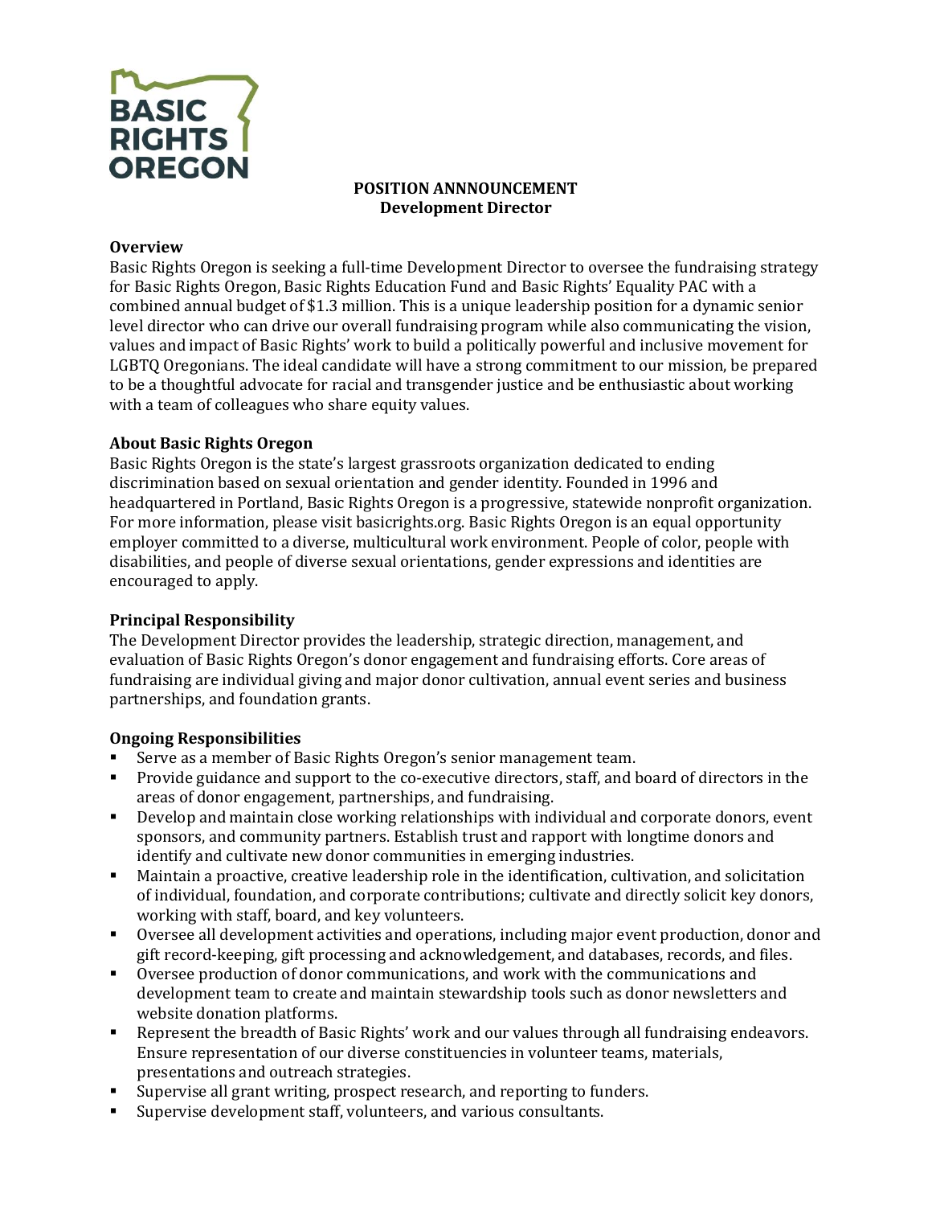BASIC RIGHTS OREGON

**POSITION ANNNOUNCEMENT**
**Development Director**

### Overview

Basic Rights Oregon is seeking a full-time Development Director to oversee the fundraising strategy for Basic Rights Oregon, Basic Rights Education Fund and Basic Rights' Equality PAC with a combined annual budget of $1.3 million. This is a unique leadership position for a dynamic senior level director who can drive our overall fundraising program while also communicating the vision, values and impact of Basic Rights' work to build a politically powerful and inclusive movement for LGBTQ Oregonians. The ideal candidate will have a strong commitment to our mission, be prepared to be a thoughtful advocate for racial and transgender justice and be enthusiastic about working with a team of colleagues who share equity values.

### About Basic Rights Oregon

Basic Rights Oregon is the state's largest grassroots organization dedicated to ending discrimination based on sexual orientation and gender identity. Founded in 1996 and headquartered in Portland, Basic Rights Oregon is a progressive, statewide nonprofit organization. For more information, please visit basicrights.org. Basic Rights Oregon is an equal opportunity employer committed to a diverse, multicultural work environment. People of color, people with disabilities, and people of diverse sexual orientations, gender expressions and identities are encouraged to apply.

### Principal Responsibility

The Development Director provides the leadership, strategic direction, management, and evaluation of Basic Rights Oregon's donor engagement and fundraising efforts. Core areas of fundraising are individual giving and major donor cultivation, annual event series and business partnerships, and foundation grants.

### Ongoing Responsibilities

- Serve as a member of Basic Rights Oregon's senior management team.
- Provide guidance and support to the co-executive directors, staff, and board of directors in the areas of donor engagement, partnerships, and fundraising.
- Develop and maintain close working relationships with individual and corporate donors, event sponsors, and community partners. Establish trust and rapport with longtime donors and identify and cultivate new donor communities in emerging industries.
- Maintain a proactive, creative leadership role in the identification, cultivation, and solicitation of individual, foundation, and corporate contributions; cultivate and directly solicit key donors, working with staff, board, and key volunteers.
- Oversee all development activities and operations, including major event production, donor and gift record-keeping, gift processing and acknowledgement, and databases, records, and files.
- Oversee production of donor communications, and work with the communications and development team to create and maintain stewardship tools such as donor newsletters and website donation platforms.
- Represent the breadth of Basic Rights' work and our values through all fundraising endeavors. Ensure representation of our diverse constituencies in volunteer teams, materials, presentations and outreach strategies.
- Supervise all grant writing, prospect research, and reporting to funders.
- Supervise development staff, volunteers, and various consultants.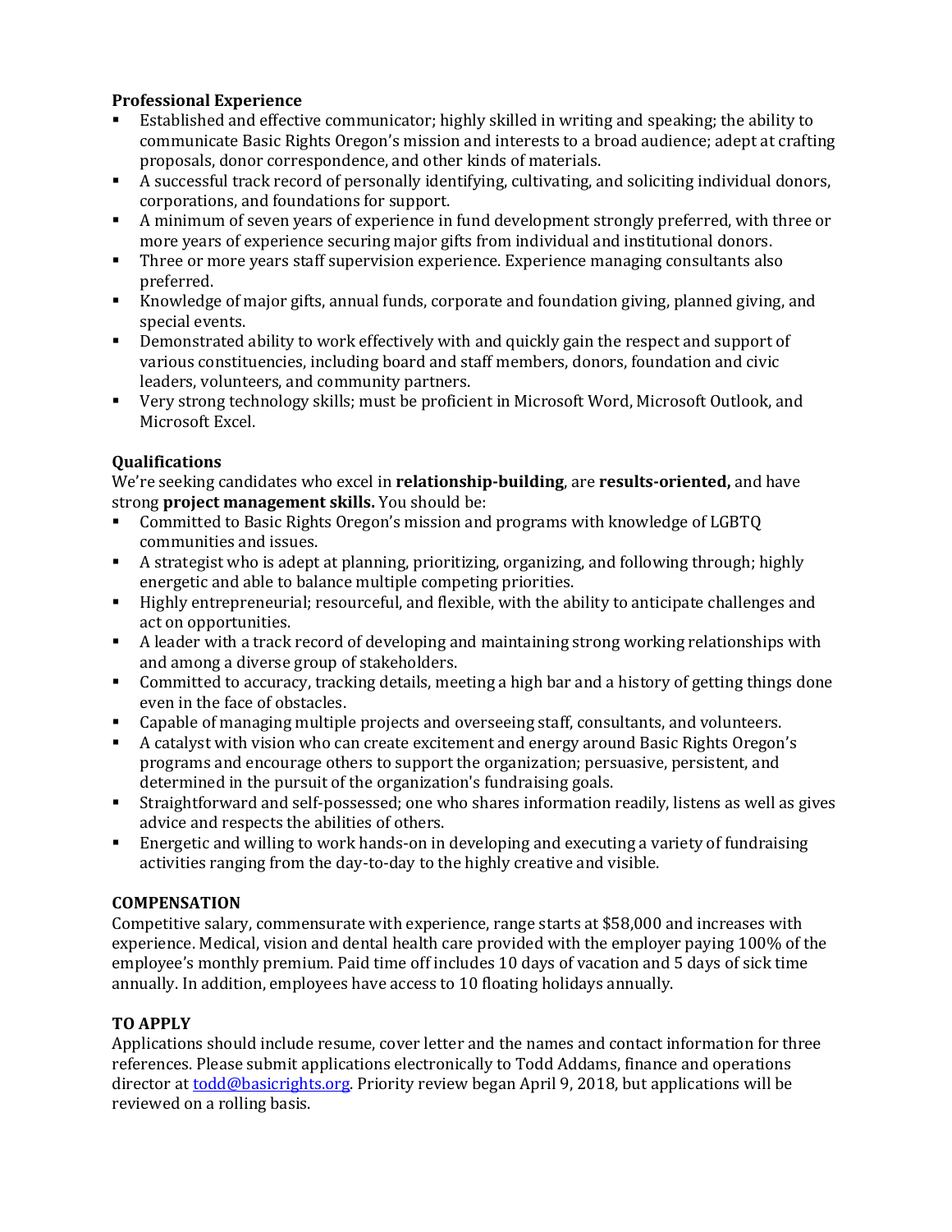**Professional Experience**

- Established and effective communicator; highly skilled in writing and speaking; the ability to communicate Basic Rights Oregon's mission and interests to a broad audience; adept at crafting proposals, donor correspondence, and other kinds of materials.
- A successful track record of personally identifying, cultivating, and soliciting individual donors, corporations, and foundations for support.
- A minimum of seven years of experience in fund development strongly preferred, with three or more years of experience securing major gifts from individual and institutional donors.
- Three or more years staff supervision experience. Experience managing consultants also preferred.
- Knowledge of major gifts, annual funds, corporate and foundation giving, planned giving, and special events.
- Demonstrated ability to work effectively with and quickly gain the respect and support of various constituencies, including board and staff members, donors, foundation and civic leaders, volunteers, and community partners.
- Very strong technology skills; must be proficient in Microsoft Word, Microsoft Outlook, and Microsoft Excel.

**Qualifications**

We're seeking candidates who excel in **relationship-building**, are **results-oriented,** and have strong **project management skills.** You should be:

- Committed to Basic Rights Oregon's mission and programs with knowledge of LGBTQ communities and issues.
- A strategist who is adept at planning, prioritizing, organizing, and following through; highly energetic and able to balance multiple competing priorities.
- Highly entrepreneurial; resourceful, and flexible, with the ability to anticipate challenges and act on opportunities.
- A leader with a track record of developing and maintaining strong working relationships with and among a diverse group of stakeholders.
- Committed to accuracy, tracking details, meeting a high bar and a history of getting things done even in the face of obstacles.
- Capable of managing multiple projects and overseeing staff, consultants, and volunteers.
- A catalyst with vision who can create excitement and energy around Basic Rights Oregon's programs and encourage others to support the organization; persuasive, persistent, and determined in the pursuit of the organization's fundraising goals.
- Straightforward and self-possessed; one who shares information readily, listens as well as gives advice and respects the abilities of others.
- Energetic and willing to work hands-on in developing and executing a variety of fundraising activities ranging from the day-to-day to the highly creative and visible.

**COMPENSATION**

Competitive salary, commensurate with experience, range starts at $58,000 and increases with experience. Medical, vision and dental health care provided with the employer paying 100% of the employee's monthly premium. Paid time off includes 10 days of vacation and 5 days of sick time annually. In addition, employees have access to 10 floating holidays annually.

**TO APPLY**

Applications should include resume, cover letter and the names and contact information for three references. Please submit applications electronically to Todd Addams, finance and operations director at todd@basicrights.org. Priority review began April 9, 2018, but applications will be reviewed on a rolling basis.